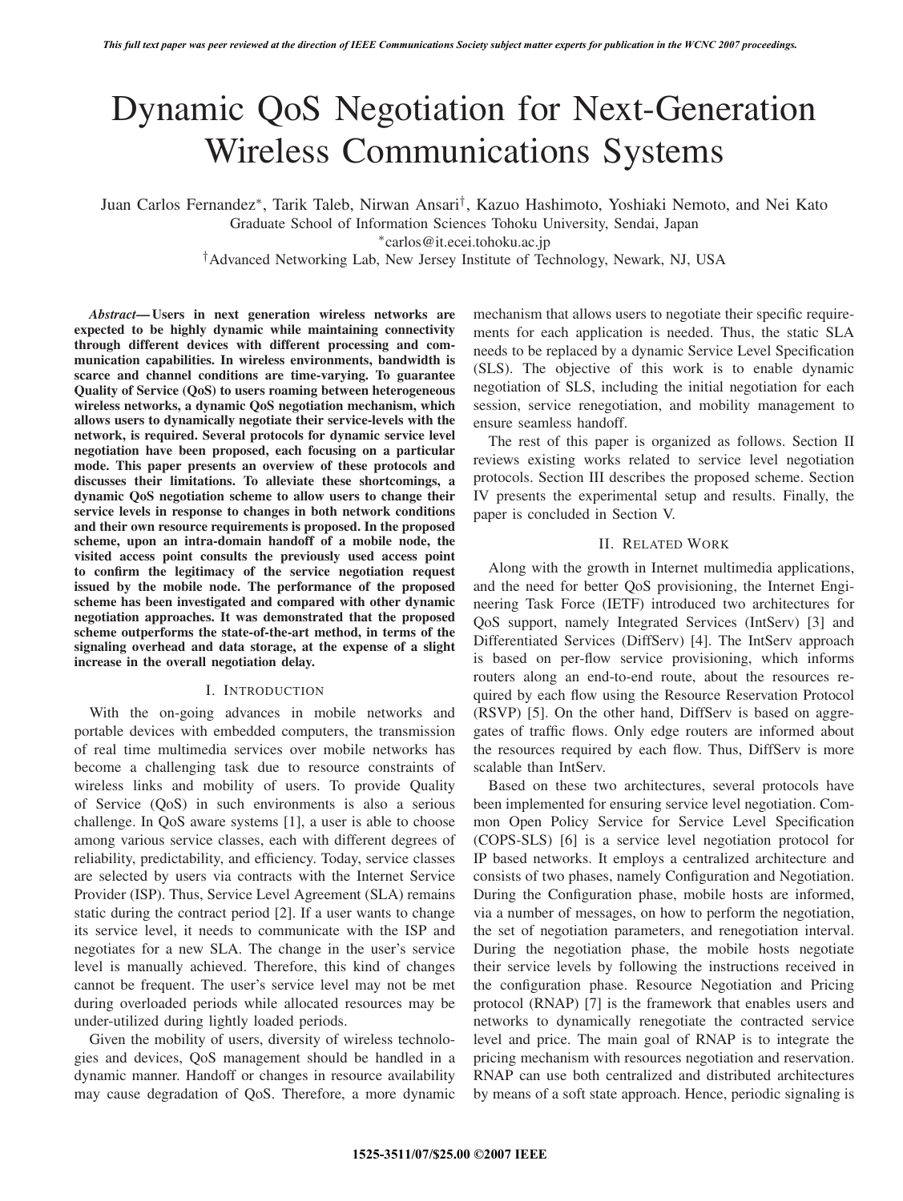# Dynamic QoS Negotiation for Next-Generation Wireless Communications Systems

Juan Carlos Fernandez[*], Tarik Taleb, Nirwan Ansari[†], Kazuo Hashimoto, Yoshiaki Nemoto, and Nei Kato

Graduate School of Information Sciences Tohoku University, Sendai, Japan

[*]carlos@it.ecei.tohoku.ac.jp

[†]Advanced Networking Lab, New Jersey Institute of Technology, Newark, NJ, USA

***Abstract*— Users in next generation wireless networks are expected to be highly dynamic while maintaining connectivity through different devices with different processing and communication capabilities. In wireless environments, bandwidth is scarce and channel conditions are time-varying. To guarantee Quality of Service (QoS) to users roaming between heterogeneous wireless networks, a dynamic QoS negotiation mechanism, which allows users to dynamically negotiate their service-levels with the network, is required. Several protocols for dynamic service level negotiation have been proposed, each focusing on a particular mode. This paper presents an overview of these protocols and discusses their limitations. To alleviate these shortcomings, a dynamic QoS negotiation scheme to allow users to change their service levels in response to changes in both network conditions and their own resource requirements is proposed. In the proposed scheme, upon an intra-domain handoff of a mobile node, the visited access point consults the previously used access point to confirm the legitimacy of the service negotiation request issued by the mobile node. The performance of the proposed scheme has been investigated and compared with other dynamic negotiation approaches. It was demonstrated that the proposed scheme outperforms the state-of-the-art method, in terms of the signaling overhead and data storage, at the expense of a slight increase in the overall negotiation delay.**

## I. Introduction

With the on-going advances in mobile networks and portable devices with embedded computers, the transmission of real time multimedia services over mobile networks has become a challenging task due to resource constraints of wireless links and mobility of users. To provide Quality of Service (QoS) in such environments is also a serious challenge. In QoS aware systems [1], a user is able to choose among various service classes, each with different degrees of reliability, predictability, and efficiency. Today, service classes are selected by users via contracts with the Internet Service Provider (ISP). Thus, Service Level Agreement (SLA) remains static during the contract period [2]. If a user wants to change its service level, it needs to communicate with the ISP and negotiates for a new SLA. The change in the user's service level is manually achieved. Therefore, this kind of changes cannot be frequent. The user's service level may not be met during overloaded periods while allocated resources may be under-utilized during lightly loaded periods.

Given the mobility of users, diversity of wireless technologies and devices, QoS management should be handled in a dynamic manner. Handoff or changes in resource availability may cause degradation of QoS. Therefore, a more dynamic mechanism that allows users to negotiate their specific requirements for each application is needed. Thus, the static SLA needs to be replaced by a dynamic Service Level Specification (SLS). The objective of this work is to enable dynamic negotiation of SLS, including the initial negotiation for each session, service renegotiation, and mobility management to ensure seamless handoff.

The rest of this paper is organized as follows. Section II reviews existing works related to service level negotiation protocols. Section III describes the proposed scheme. Section IV presents the experimental setup and results. Finally, the paper is concluded in Section V.

## II. Related Work

Along with the growth in Internet multimedia applications, and the need for better QoS provisioning, the Internet Engineering Task Force (IETF) introduced two architectures for QoS support, namely Integrated Services (IntServ) [3] and Differentiated Services (DiffServ) [4]. The IntServ approach is based on per-flow service provisioning, which informs routers along an end-to-end route, about the resources required by each flow using the Resource Reservation Protocol (RSVP) [5]. On the other hand, DiffServ is based on aggregates of traffic flows. Only edge routers are informed about the resources required by each flow. Thus, DiffServ is more scalable than IntServ.

Based on these two architectures, several protocols have been implemented for ensuring service level negotiation. Common Open Policy Service for Service Level Specification (COPS-SLS) [6] is a service level negotiation protocol for IP based networks. It employs a centralized architecture and consists of two phases, namely Configuration and Negotiation. During the Configuration phase, mobile hosts are informed, via a number of messages, on how to perform the negotiation, the set of negotiation parameters, and renegotiation interval. During the negotiation phase, the mobile hosts negotiate their service levels by following the instructions received in the configuration phase. Resource Negotiation and Pricing protocol (RNAP) [7] is the framework that enables users and networks to dynamically renegotiate the contracted service level and price. The main goal of RNAP is to integrate the pricing mechanism with resources negotiation and reservation. RNAP can use both centralized and distributed architectures by means of a soft state approach. Hence, periodic signaling is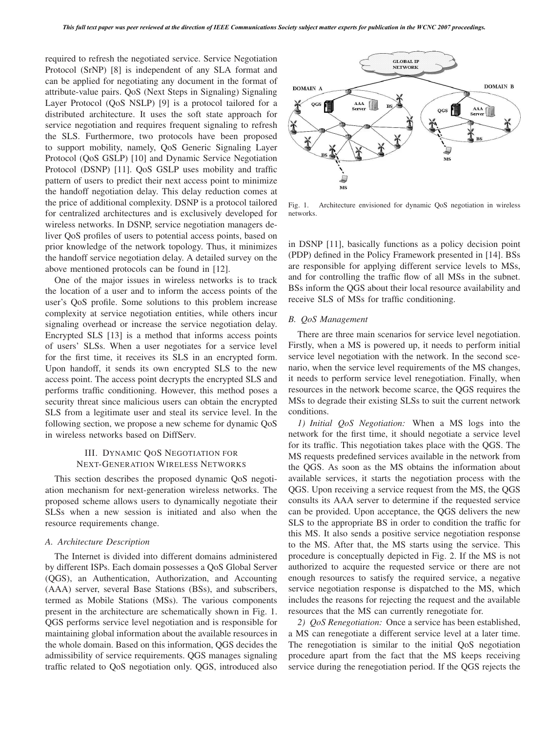required to refresh the negotiated service. Service Negotiation Protocol (SrNP) [8] is independent of any SLA format and can be applied for negotiating any document in the format of attribute-value pairs. QoS (Next Steps in Signaling) Signaling Layer Protocol (QoS NSLP) [9] is a protocol tailored for a distributed architecture. It uses the soft state approach for service negotiation and requires frequent signaling to refresh the SLS. Furthermore, two protocols have been proposed to support mobility, namely, QoS Generic Signaling Layer Protocol (QoS GSLP) [10] and Dynamic Service Negotiation Protocol (DSNP) [11]. QoS GSLP uses mobility and traffic pattern of users to predict their next access point to minimize the handoff negotiation delay. This delay reduction comes at the price of additional complexity. DSNP is a protocol tailored for centralized architectures and is exclusively developed for wireless networks. In DSNP, service negotiation managers deliver QoS profiles of users to potential access points, based on prior knowledge of the network topology. Thus, it minimizes the handoff service negotiation delay. A detailed survey on the above mentioned protocols can be found in [12].

One of the major issues in wireless networks is to track the location of a user and to inform the access points of the user's QoS profile. Some solutions to this problem increase complexity at service negotiation entities, while others incur signaling overhead or increase the service negotiation delay. Encrypted SLS [13] is a method that informs access points of users' SLSs. When a user negotiates for a service level for the first time, it receives its SLS in an encrypted form. Upon handoff, it sends its own encrypted SLS to the new access point. The access point decrypts the encrypted SLS and performs traffic conditioning. However, this method poses a security threat since malicious users can obtain the encrypted SLS from a legitimate user and steal its service level. In the following section, we propose a new scheme for dynamic QoS in wireless networks based on DiffServ.

## III. Dynamic QoS Negotiation for Next-Generation Wireless Networks

This section describes the proposed dynamic QoS negotiation mechanism for next-generation wireless networks. The proposed scheme allows users to dynamically negotiate their SLSs when a new session is initiated and also when the resource requirements change.

### A. Architecture Description

The Internet is divided into different domains administered by different ISPs. Each domain possesses a QoS Global Server (QGS), an Authentication, Authorization, and Accounting (AAA) server, several Base Stations (BSs), and subscribers, termed as Mobile Stations (MSs). The various components present in the architecture are schematically shown in Fig. 1. QGS performs service level negotiation and is responsible for maintaining global information about the available resources in the whole domain. Based on this information, QGS decides the admissibility of service requirements. QGS manages signaling traffic related to QoS negotiation only. QGS, introduced also in DSNP [11], basically functions as a policy decision point (PDP) defined in the Policy Framework presented in [14]. BSs are responsible for applying different service levels to MSs, and for controlling the traffic flow of all MSs in the subnet. BSs inform the QGS about their local resource availability and receive SLS of MSs for traffic conditioning.

Fig. 1. Architecture envisioned for dynamic QoS negotiation in wireless networks.

### B. QoS Management

There are three main scenarios for service level negotiation. Firstly, when a MS is powered up, it needs to perform initial service level negotiation with the network. In the second scenario, when the service level requirements of the MS changes, it needs to perform service level renegotiation. Finally, when resources in the network become scarce, the QGS requires the MSs to degrade their existing SLSs to suit the current network conditions.

*1) Initial QoS Negotiation:* When a MS logs into the network for the first time, it should negotiate a service level for its traffic. This negotiation takes place with the QGS. The MS requests predefined services available in the network from the QGS. As soon as the MS obtains the information about available services, it starts the negotiation process with the QGS. Upon receiving a service request from the MS, the QGS consults its AAA server to determine if the requested service can be provided. Upon acceptance, the QGS delivers the new SLS to the appropriate BS in order to condition the traffic for this MS. It also sends a positive service negotiation response to the MS. After that, the MS starts using the service. This procedure is conceptually depicted in Fig. 2. If the MS is not authorized to acquire the requested service or there are not enough resources to satisfy the required service, a negative service negotiation response is dispatched to the MS, which includes the reasons for rejecting the request and the available resources that the MS can currently renegotiate for.

*2) QoS Renegotiation:* Once a service has been established, a MS can renegotiate a different service level at a later time. The renegotiation is similar to the initial QoS negotiation procedure apart from the fact that the MS keeps receiving service during the renegotiation period. If the QGS rejects the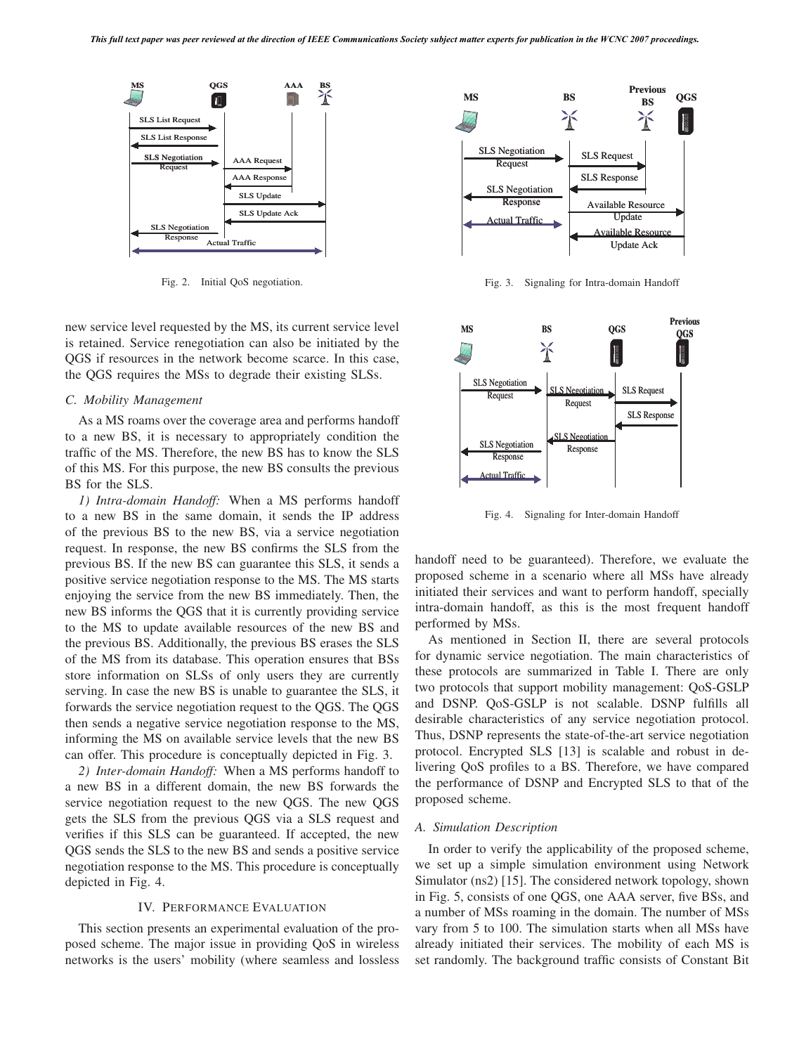MS QGS AAA BS

SLS List Request

SLS List Response

SLS Negotiation Request

AAA Request

AAA Response

SLS Update

SLS Update Ack

SLS Negotiation Response

Actual Traffic

Fig. 2. Initial QoS negotiation.

MS BS Previous BS QGS

SLS Negotiation Request

SLS Request

SLS Response

SLS Negotiation Response

Available Resource Update

Actual Traffic

Available Resource Update Ack

Fig. 3. Signaling for Intra-domain Handoff

MS BS QGS Previous QGS

SLS Negotiation Request

SLS Negotiation Request

SLS Request

SLS Response

SLS Negotiation Response

SLS Negotiation Response

Actual Traffic

Fig. 4. Signaling for Inter-domain Handoff

new service level requested by the MS, its current service level is retained. Service renegotiation can also be initiated by the QGS if resources in the network become scarce. In this case, the QGS requires the MSs to degrade their existing SLSs.

### C. Mobility Management

As a MS roams over the coverage area and performs handoff to a new BS, it is necessary to appropriately condition the traffic of the MS. Therefore, the new BS has to know the SLS of this MS. For this purpose, the new BS consults the previous BS for the SLS.

*1) Intra-domain Handoff:* When a MS performs handoff to a new BS in the same domain, it sends the IP address of the previous BS to the new BS, via a service negotiation request. In response, the new BS confirms the SLS from the previous BS. If the new BS can guarantee this SLS, it sends a positive service negotiation response to the MS. The MS starts enjoying the service from the new BS immediately. Then, the new BS informs the QGS that it is currently providing service to the MS to update available resources of the new BS and the previous BS. Additionally, the previous BS erases the SLS of the MS from its database. This operation ensures that BSs store information on SLSs of only users they are currently serving. In case the new BS is unable to guarantee the SLS, it forwards the service negotiation request to the QGS. The QGS then sends a negative service negotiation response to the MS, informing the MS on available service levels that the new BS can offer. This procedure is conceptually depicted in Fig. 3.

*2) Inter-domain Handoff:* When a MS performs handoff to a new BS in a different domain, the new BS forwards the service negotiation request to the new QGS. The new QGS gets the SLS from the previous QGS via a SLS request and verifies if this SLS can be guaranteed. If accepted, the new QGS sends the SLS to the new BS and sends a positive service negotiation response to the MS. This procedure is conceptually depicted in Fig. 4.

## IV. Performance Evaluation

This section presents an experimental evaluation of the proposed scheme. The major issue in providing QoS in wireless networks is the users' mobility (where seamless and lossless handoff need to be guaranteed). Therefore, we evaluate the proposed scheme in a scenario where all MSs have already initiated their services and want to perform handoff, specially intra-domain handoff, as this is the most frequent handoff performed by MSs.

As mentioned in Section II, there are several protocols for dynamic service negotiation. The main characteristics of these protocols are summarized in Table I. There are only two protocols that support mobility management: QoS-GSLP and DSNP. QoS-GSLP is not scalable. DSNP fulfills all desirable characteristics of any service negotiation protocol. Thus, DSNP represents the state-of-the-art service negotiation protocol. Encrypted SLS [13] is scalable and robust in delivering QoS profiles to a BS. Therefore, we have compared the performance of DSNP and Encrypted SLS to that of the proposed scheme.

### A. Simulation Description

In order to verify the applicability of the proposed scheme, we set up a simple simulation environment using Network Simulator (ns2) [15]. The considered network topology, shown in Fig. 5, consists of one QGS, one AAA server, five BSs, and a number of MSs roaming in the domain. The number of MSs vary from 5 to 100. The simulation starts when all MSs have already initiated their services. The mobility of each MS is set randomly. The background traffic consists of Constant Bit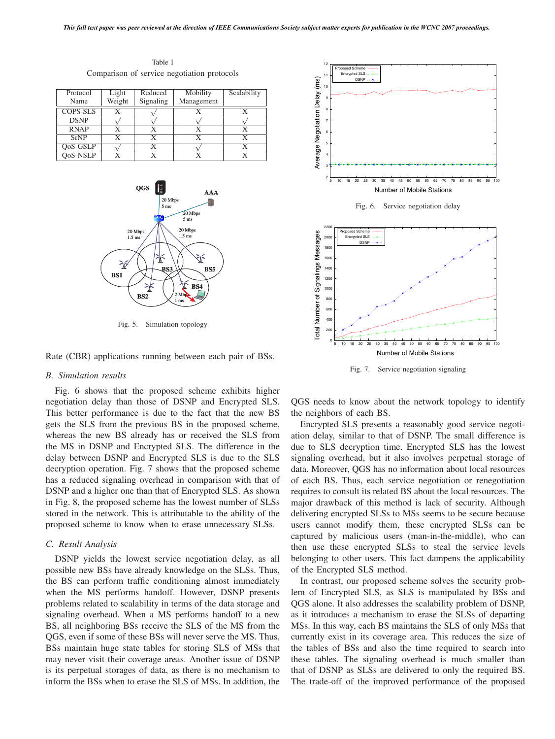Table I
Comparison of service negotiation protocols

| Protocol Name | Light Weight | Reduced Signaling | Mobility Management | Scalability |
|---|---|---|---|---|
| COPS-SLS | X | √ | X | X |
| DSNP | √ | √ | √ | √ |
| RNAP | X | X | X | X |
| SrNP | X | X | X | X |
| QoS-GSLP | √ | X | √ | X |
| QoS-NSLP | X | X | X | X |

QGS
AAA
20 Mbps
5 ms
20 Mbps
5 ms
20 Mbps
1.5 ms
20 Mbps
1.5 ms
BS1
BS3
BS5
BS2
BS4
2 Mbps
1 ms

Fig. 5. Simulation topology

Rate (CBR) applications running between each pair of BSs.

### B. Simulation results

Fig. 6 shows that the proposed scheme exhibits higher negotiation delay than those of DSNP and Encrypted SLS. This better performance is due to the fact that the new BS gets the SLS from the previous BS in the proposed scheme, whereas the new BS already has or received the SLS from the MS in DSNP and Encrypted SLS. The difference in the delay between DSNP and Encrypted SLS is due to the SLS decryption operation. Fig. 7 shows that the proposed scheme has a reduced signaling overhead in comparison with that of DSNP and a higher one than that of Encrypted SLS. As shown in Fig. 8, the proposed scheme has the lowest number of SLSs stored in the network. This is attributable to the ability of the proposed scheme to know when to erase unnecessary SLSs.

### C. Result Analysis

DSNP yields the lowest service negotiation delay, as all possible new BSs have already knowledge on the SLSs. Thus, the BS can perform traffic conditioning almost immediately when the MS performs handoff. However, DSNP presents problems related to scalability in terms of the data storage and signaling overhead. When a MS performs handoff to a new BS, all neighboring BSs receive the SLS of the MS from the QGS, even if some of these BSs will never serve the MS. Thus, BSs maintain huge state tables for storing SLS of MSs that may never visit their coverage areas. Another issue of DSNP is its perpetual storages of data, as there is no mechanism to inform the BSs when to erase the SLS of MSs. In addition, the QGS needs to know about the network topology to identify the neighbors of each BS.

Average Negotiation Delay (ms)
Number of Mobile Stations
Proposed Scheme
Encrypted SLS
DSNP
2
3
4
5
6
7
8
9
10
11
12
5 10 15 20 25 30 35 40 45 50 55 60 65 70 75 80 85 90 95 100

Fig. 6. Service negotiation delay

Total Number of Signalings Messages
Number of Mobile Stations
Proposed Scheme
Encrypted SLS
DSNP
0
200
400
600
800
1000
1200
1400
1600
1800
2000
2200
5 10 15 20 25 30 35 40 45 50 55 60 65 70 75 80 85 90 95 100

Fig. 7. Service negotiation signaling

Encrypted SLS presents a reasonably good service negotiation delay, similar to that of DSNP. The small difference is due to SLS decryption time. Encrypted SLS has the lowest signaling overhead, but it also involves perpetual storage of data. Moreover, QGS has no information about local resources of each BS. Thus, each service negotiation or renegotiation requires to consult its related BS about the local resources. The major drawback of this method is lack of security. Although delivering encrypted SLSs to MSs seems to be secure because users cannot modify them, these encrypted SLSs can be captured by malicious users (man-in-the-middle), who can then use these encrypted SLSs to steal the service levels belonging to other users. This fact dampens the applicability of the Encrypted SLS method.

In contrast, our proposed scheme solves the security problem of Encrypted SLS, as SLS is manipulated by BSs and QGS alone. It also addresses the scalability problem of DSNP, as it introduces a mechanism to erase the SLSs of departing MSs. In this way, each BS maintains the SLS of only MSs that currently exist in its coverage area. This reduces the size of the tables of BSs and also the time required to search into these tables. The signaling overhead is much smaller than that of DSNP as SLSs are delivered to only the required BS. The trade-off of the improved performance of the proposed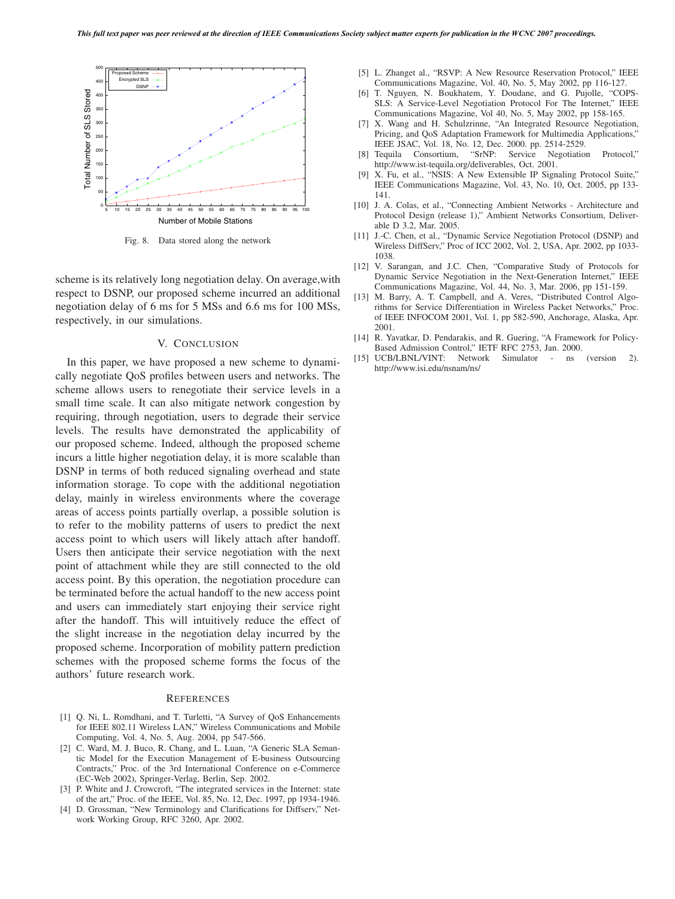500
450
400
350
300
250
200
150
100
50
0

Total Number of SLS Stored

5 10 15 20 25 30 35 40 45 50 55 60 65 70 75 80 85 90 95 100

Number of Mobile Stations

Proposed Scheme
Encrypted SLS
DSNP

Fig. 8. Data stored along the network

scheme is its relatively long negotiation delay. On average,with respect to DSNP, our proposed scheme incurred an additional negotiation delay of 6 ms for 5 MSs and 6.6 ms for 100 MSs, respectively, in our simulations.

## V. Conclusion

In this paper, we have proposed a new scheme to dynamically negotiate QoS profiles between users and networks. The scheme allows users to renegotiate their service levels in a small time scale. It can also mitigate network congestion by requiring, through negotiation, users to degrade their service levels. The results have demonstrated the applicability of our proposed scheme. Indeed, although the proposed scheme incurs a little higher negotiation delay, it is more scalable than DSNP in terms of both reduced signaling overhead and state information storage. To cope with the additional negotiation delay, mainly in wireless environments where the coverage areas of access points partially overlap, a possible solution is to refer to the mobility patterns of users to predict the next access point to which users will likely attach after handoff. Users then anticipate their service negotiation with the next point of attachment while they are still connected to the old access point. By this operation, the negotiation procedure can be terminated before the actual handoff to the new access point and users can immediately start enjoying their service right after the handoff. This will intuitively reduce the effect of the slight increase in the negotiation delay incurred by the proposed scheme. Incorporation of mobility pattern prediction schemes with the proposed scheme forms the focus of the authors' future research work.

## References

[1] Q. Ni, L. Romdhani, and T. Turletti, "A Survey of QoS Enhancements for IEEE 802.11 Wireless LAN," Wireless Communications and Mobile Computing, Vol. 4, No. 5, Aug. 2004, pp 547-566.

[2] C. Ward, M. J. Buco, R. Chang, and L. Luan, "A Generic SLA Semantic Model for the Execution Management of E-business Outsourcing Contracts," Proc. of the 3rd International Conference on e-Commerce (EC-Web 2002), Springer-Verlag, Berlin, Sep. 2002.

[3] P. White and J. Crowcroft, "The integrated services in the Internet: state of the art," Proc. of the IEEE, Vol. 85, No. 12, Dec. 1997, pp 1934-1946.

[4] D. Grossman, "New Terminology and Clarifications for Diffserv," Network Working Group, RFC 3260, Apr. 2002.

[5] L. Zhanget al., "RSVP: A New Resource Reservation Protocol," IEEE Communications Magazine, Vol. 40, No. 5, May 2002, pp 116-127.

[6] T. Nguyen, N. Boukhatem, Y. Doudane, and G. Pujolle, "COPS-SLS: A Service-Level Negotiation Protocol For The Internet," IEEE Communications Magazine, Vol 40, No. 5, May 2002, pp 158-165.

[7] X. Wang and H. Schulzrinne, "An Integrated Resource Negotiation, Pricing, and QoS Adaptation Framework for Multimedia Applications," IEEE JSAC, Vol. 18, No. 12, Dec. 2000. pp. 2514-2529.

[8] Tequila Consortium, "SrNP: Service Negotiation Protocol," http://www.ist-tequila.org/deliverables, Oct. 2001.

[9] X. Fu, et al., "NSIS: A New Extensible IP Signaling Protocol Suite," IEEE Communications Magazine, Vol. 43, No. 10, Oct. 2005, pp 133-141.

[10] J. A. Colas, et al., "Connecting Ambient Networks - Architecture and Protocol Design (release 1)," Ambient Networks Consortium, Deliverable D 3.2, Mar. 2005.

[11] J.-C. Chen, et al., "Dynamic Service Negotiation Protocol (DSNP) and Wireless DiffServ," Proc of ICC 2002, Vol. 2, USA, Apr. 2002, pp 1033-1038.

[12] V. Sarangan, and J.C. Chen, "Comparative Study of Protocols for Dynamic Service Negotiation in the Next-Generation Internet," IEEE Communications Magazine, Vol. 44, No. 3, Mar. 2006, pp 151-159.

[13] M. Barry, A. T. Campbell, and A. Veres, "Distributed Control Algorithms for Service Differentiation in Wireless Packet Networks," Proc. of IEEE INFOCOM 2001, Vol. 1, pp 582-590, Anchorage, Alaska, Apr. 2001.

[14] R. Yavatkar, D. Pendarakis, and R. Guering, "A Framework for Policy-Based Admission Control," IETF RFC 2753, Jan. 2000.

[15] UCB/LBNL/VINT: Network Simulator - ns (version 2). http://www.isi.edu/nsnam/ns/